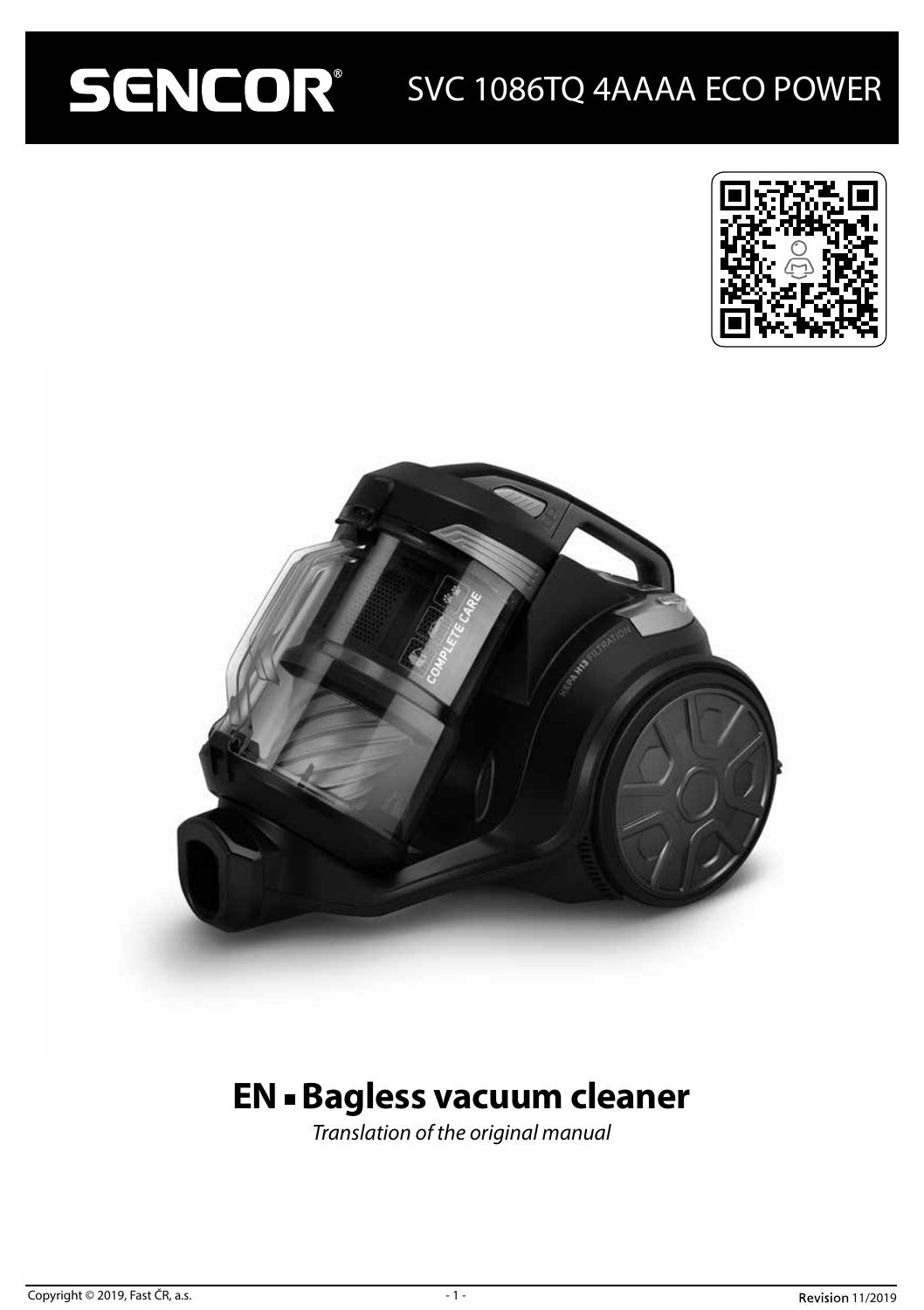# SENCOR® SVC 1086TQ 4AAAA ECO POWER

## EN ▪ Bagless vacuum cleaner

*Translation of the original manual*

Copyright © 2019, Fast ČR, a.s.

Revision 11/2019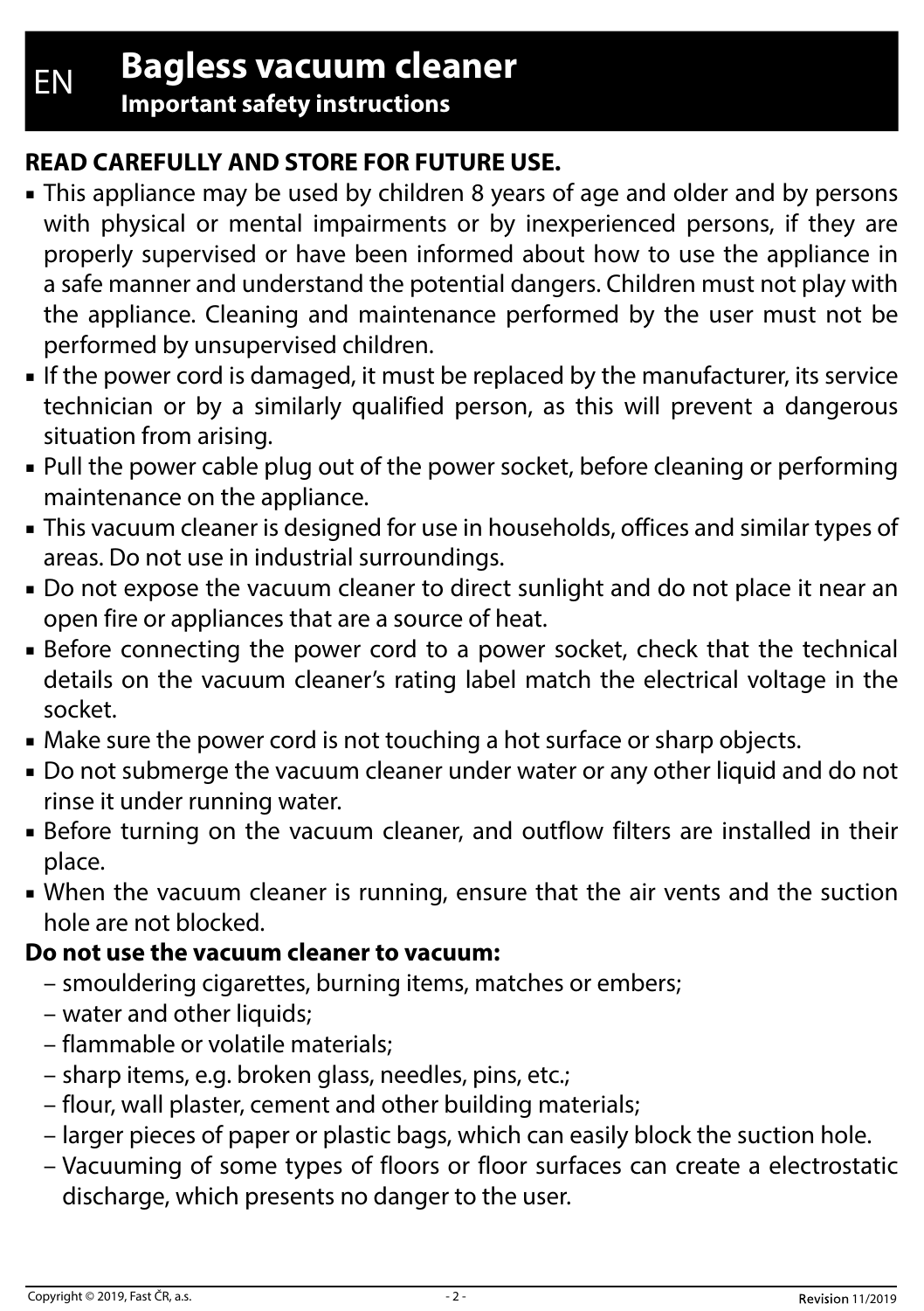EN

# Bagless vacuum cleaner

## Important safety instructions

**READ CAREFULLY AND STORE FOR FUTURE USE.**

- This appliance may be used by children 8 years of age and older and by persons with physical or mental impairments or by inexperienced persons, if they are properly supervised or have been informed about how to use the appliance in a safe manner and understand the potential dangers. Children must not play with the appliance. Cleaning and maintenance performed by the user must not be performed by unsupervised children.
- If the power cord is damaged, it must be replaced by the manufacturer, its service technician or by a similarly qualified person, as this will prevent a dangerous situation from arising.
- Pull the power cable plug out of the power socket, before cleaning or performing maintenance on the appliance.
- This vacuum cleaner is designed for use in households, offices and similar types of areas. Do not use in industrial surroundings.
- Do not expose the vacuum cleaner to direct sunlight and do not place it near an open fire or appliances that are a source of heat.
- Before connecting the power cord to a power socket, check that the technical details on the vacuum cleaner's rating label match the electrical voltage in the socket.
- Make sure the power cord is not touching a hot surface or sharp objects.
- Do not submerge the vacuum cleaner under water or any other liquid and do not rinse it under running water.
- Before turning on the vacuum cleaner, and outflow filters are installed in their place.
- When the vacuum cleaner is running, ensure that the air vents and the suction hole are not blocked.

**Do not use the vacuum cleaner to vacuum:**

- smouldering cigarettes, burning items, matches or embers;
- water and other liquids;
- flammable or volatile materials;
- sharp items, e.g. broken glass, needles, pins, etc.;
- flour, wall plaster, cement and other building materials;
- larger pieces of paper or plastic bags, which can easily block the suction hole.
- Vacuuming of some types of floors or floor surfaces can create a electrostatic discharge, which presents no danger to the user.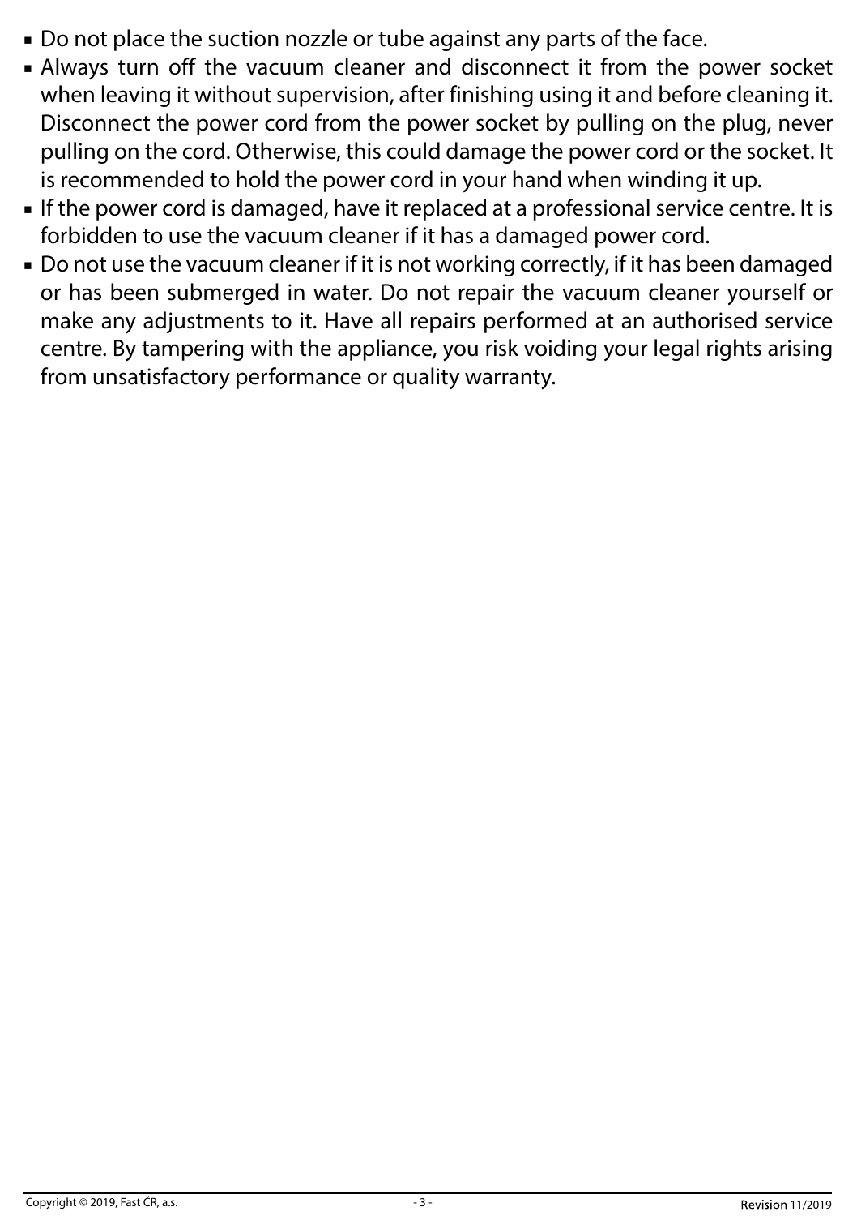- Do not place the suction nozzle or tube against any parts of the face.
- Always turn off the vacuum cleaner and disconnect it from the power socket when leaving it without supervision, after finishing using it and before cleaning it. Disconnect the power cord from the power socket by pulling on the plug, never pulling on the cord. Otherwise, this could damage the power cord or the socket. It is recommended to hold the power cord in your hand when winding it up.
- If the power cord is damaged, have it replaced at a professional service centre. It is forbidden to use the vacuum cleaner if it has a damaged power cord.
- Do not use the vacuum cleaner if it is not working correctly, if it has been damaged or has been submerged in water. Do not repair the vacuum cleaner yourself or make any adjustments to it. Have all repairs performed at an authorised service centre. By tampering with the appliance, you risk voiding your legal rights arising from unsatisfactory performance or quality warranty.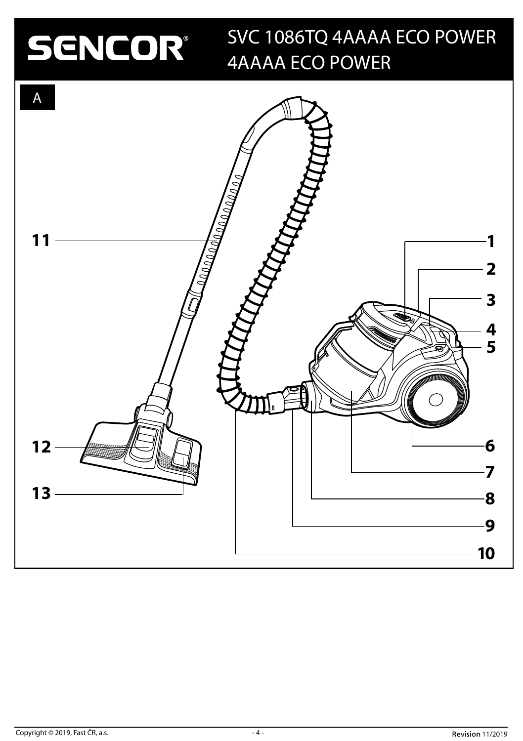# SENCOR®

## SVC 1086TQ 4AAAA ECO POWER
## 4AAAA ECO POWER

A

11

1

2

3

4

5

12

6

7

13

8

9

10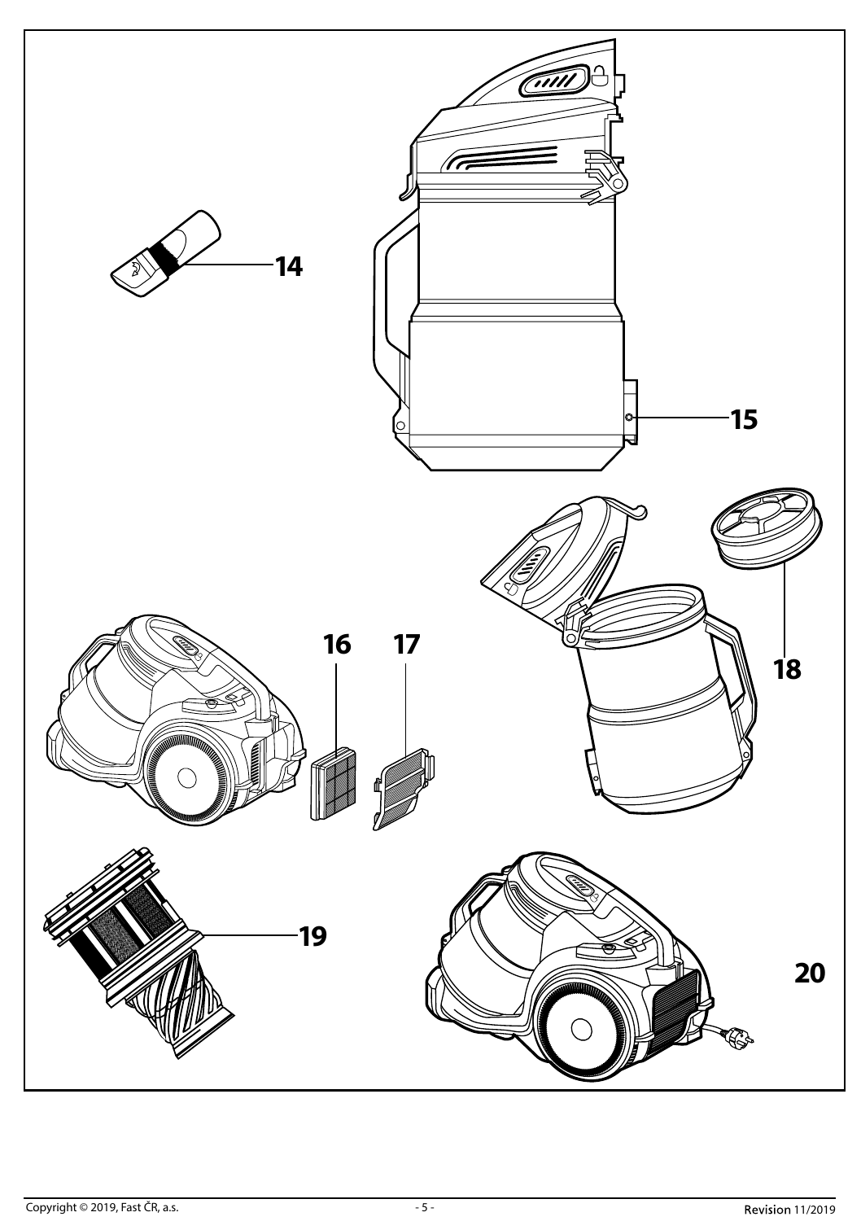14

15

16

17

18

19

20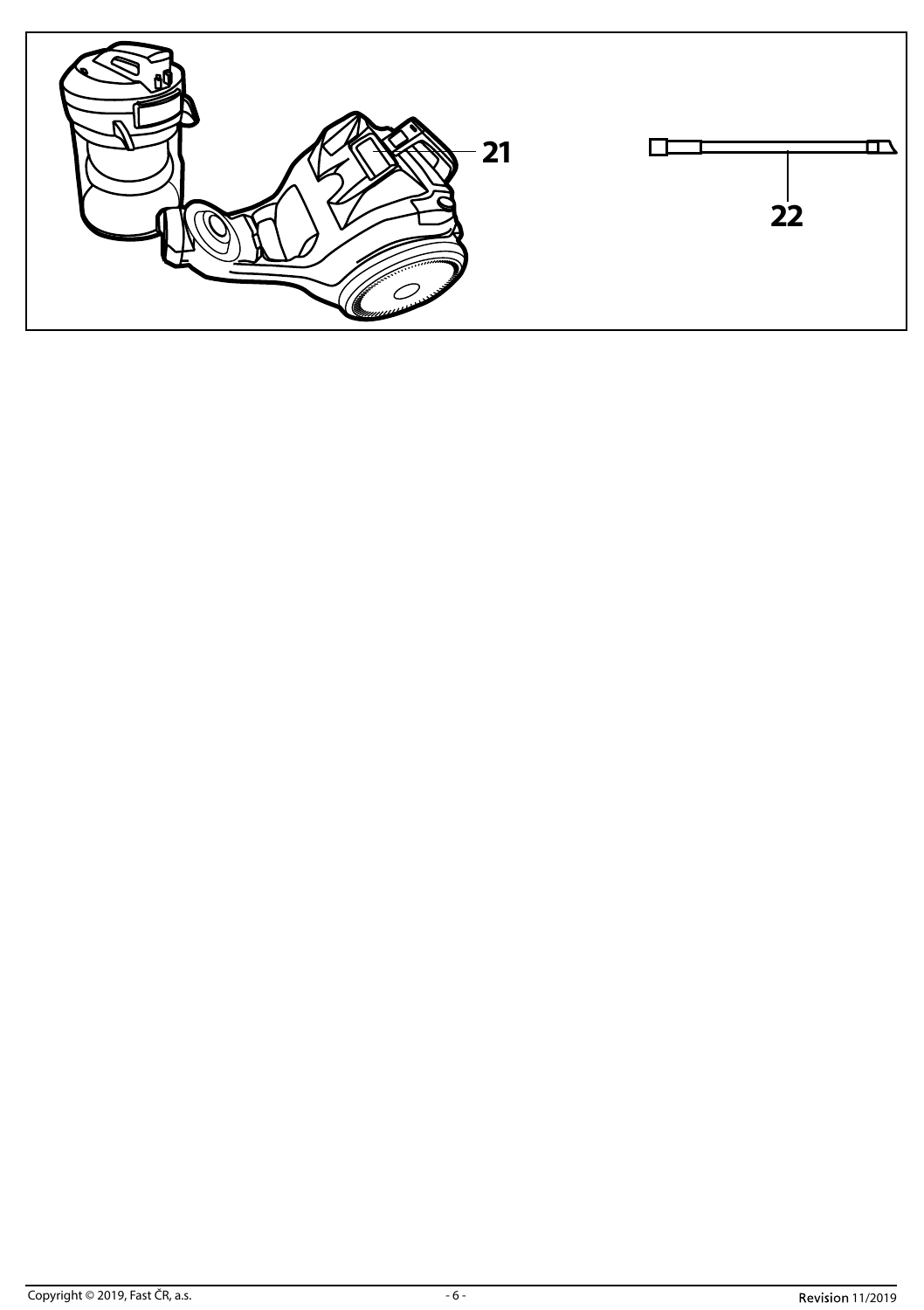21

22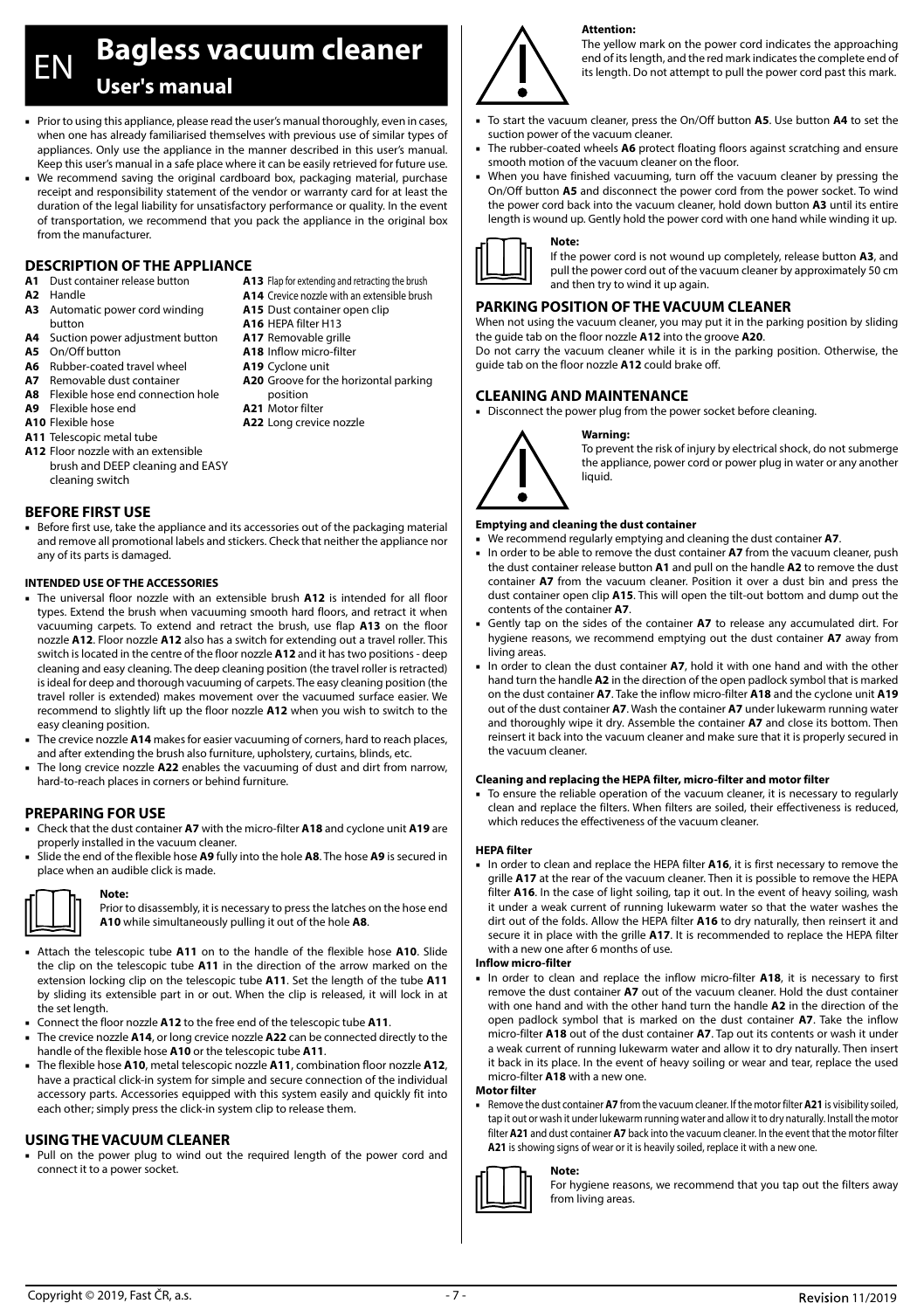# EN Bagless vacuum cleaner

## User's manual

- Prior to using this appliance, please read the user's manual thoroughly, even in cases, when one has already familiarised themselves with previous use of similar types of appliances. Only use the appliance in the manner described in this user's manual. Keep this user's manual in a safe place where it can be easily retrieved for future use.
- We recommend saving the original cardboard box, packaging material, purchase receipt and responsibility statement of the vendor or warranty card for at least the duration of the legal liability for unsatisfactory performance or quality. In the event of transportation, we recommend that you pack the appliance in the original box from the manufacturer.

## DESCRIPTION OF THE APPLIANCE

**A1** Dust container release button
**A2** Handle
**A3** Automatic power cord winding button
**A4** Suction power adjustment button
**A5** On/Off button
**A6** Rubber-coated travel wheel
**A7** Removable dust container
**A8** Flexible hose end connection hole
**A9** Flexible hose end
**A10** Flexible hose
**A11** Telescopic metal tube
**A12** Floor nozzle with an extensible brush and DEEP cleaning and EASY cleaning switch
**A13** Flap for extending and retracting the brush
**A14** Crevice nozzle with an extensible brush
**A15** Dust container open clip
**A16** HEPA filter H13
**A17** Removable grille
**A18** Inflow micro-filter
**A19** Cyclone unit
**A20** Groove for the horizontal parking position
**A21** Motor filter
**A22** Long crevice nozzle

## BEFORE FIRST USE

- Before first use, take the appliance and its accessories out of the packaging material and remove all promotional labels and stickers. Check that neither the appliance nor any of its parts is damaged.

#### INTENDED USE OF THE ACCESSORIES

- The universal floor nozzle with an extensible brush **A12** is intended for all floor types. Extend the brush when vacuuming smooth hard floors, and retract it when vacuuming carpets. To extend and retract the brush, use flap **A13** on the floor nozzle **A12**. Floor nozzle **A12** also has a switch for extending out a travel roller. This switch is located in the centre of the floor nozzle **A12** and it has two positions - deep cleaning and easy cleaning. The deep cleaning position (the travel roller is retracted) is ideal for deep and thorough vacuuming of carpets. The easy cleaning position (the travel roller is extended) makes movement over the vacuumed surface easier. We recommend to slightly lift up the floor nozzle **A12** when you wish to switch to the easy cleaning position.
- The crevice nozzle **A14** makes for easier vacuuming of corners, hard to reach places, and after extending the brush also furniture, upholstery, curtains, blinds, etc.
- The long crevice nozzle **A22** enables the vacuuming of dust and dirt from narrow, hard-to-reach places in corners or behind furniture.

## PREPARING FOR USE

- Check that the dust container **A7** with the micro-filter **A18** and cyclone unit **A19** are properly installed in the vacuum cleaner.
- Slide the end of the flexible hose **A9** fully into the hole **A8**. The hose **A9** is secured in place when an audible click is made.

**Note:**
Prior to disassembly, it is necessary to press the latches on the hose end **A10** while simultaneously pulling it out of the hole **A8**.

- Attach the telescopic tube **A11** on to the handle of the flexible hose **A10**. Slide the clip on the telescopic tube **A11** in the direction of the arrow marked on the extension locking clip on the telescopic tube **A11**. Set the length of the tube **A11** by sliding its extensible part in or out. When the clip is released, it will lock in at the set length.
- Connect the floor nozzle **A12** to the free end of the telescopic tube **A11**.
- The crevice nozzle **A14**, or long crevice nozzle **A22** can be connected directly to the handle of the flexible hose **A10** or the telescopic tube **A11**.
- The flexible hose **A10**, metal telescopic nozzle **A11**, combination floor nozzle **A12**, have a practical click-in system for simple and secure connection of the individual accessory parts. Accessories equipped with this system easily and quickly fit into each other; simply press the click-in system clip to release them.

## USING THE VACUUM CLEANER

- Pull on the power plug to wind out the required length of the power cord and connect it to a power socket.

**Attention:**
The yellow mark on the power cord indicates the approaching end of its length, and the red mark indicates the complete end of its length. Do not attempt to pull the power cord past this mark.

- To start the vacuum cleaner, press the On/Off button **A5**. Use button **A4** to set the suction power of the vacuum cleaner.
- The rubber-coated wheels **A6** protect floating floors against scratching and ensure smooth motion of the vacuum cleaner on the floor.
- When you have finished vacuuming, turn off the vacuum cleaner by pressing the On/Off button **A5** and disconnect the power cord from the power socket. To wind the power cord back into the vacuum cleaner, hold down button **A3** until its entire length is wound up. Gently hold the power cord with one hand while winding it up.

**Note:**
If the power cord is not wound up completely, release button **A3**, and pull the power cord out of the vacuum cleaner by approximately 50 cm and then try to wind it up again.

## PARKING POSITION OF THE VACUUM CLEANER

When not using the vacuum cleaner, you may put it in the parking position by sliding the guide tab on the floor nozzle **A12** into the groove **A20**.
Do not carry the vacuum cleaner while it is in the parking position. Otherwise, the guide tab on the floor nozzle **A12** could brake off.

## CLEANING AND MAINTENANCE

- Disconnect the power plug from the power socket before cleaning.

**Warning:**
To prevent the risk of injury by electrical shock, do not submerge the appliance, power cord or power plug in water or any another liquid.

#### Emptying and cleaning the dust container

- We recommend regularly emptying and cleaning the dust container **A7**.
- In order to be able to remove the dust container **A7** from the vacuum cleaner, push the dust container release button **A1** and pull on the handle **A2** to remove the dust container **A7** from the vacuum cleaner. Position it over a dust bin and press the dust container open clip **A15**. This will open the tilt-out bottom and dump out the contents of the container **A7**.
- Gently tap on the sides of the container **A7** to release any accumulated dirt. For hygiene reasons, we recommend emptying out the dust container **A7** away from living areas.
- In order to clean the dust container **A7**, hold it with one hand and with the other hand turn the handle **A2** in the direction of the open padlock symbol that is marked on the dust container **A7**. Take the inflow micro-filter **A18** and the cyclone unit **A19** out of the dust container **A7**. Wash the container **A7** under lukewarm running water and thoroughly wipe it dry. Assemble the container **A7** and close its bottom. Then reinsert it back into the vacuum cleaner and make sure that it is properly secured in the vacuum cleaner.

#### Cleaning and replacing the HEPA filter, micro-filter and motor filter

- To ensure the reliable operation of the vacuum cleaner, it is necessary to regularly clean and replace the filters. When filters are soiled, their effectiveness is reduced, which reduces the effectiveness of the vacuum cleaner.

#### HEPA filter

- In order to clean and replace the HEPA filter **A16**, it is first necessary to remove the grille **A17** at the rear of the vacuum cleaner. Then it is possible to remove the HEPA filter **A16**. In the case of light soiling, tap it out. In the event of heavy soiling, wash it under a weak current of running lukewarm water so that the water washes the dirt out of the folds. Allow the HEPA filter **A16** to dry naturally, then reinsert it and secure it in place with the grille **A17**. It is recommended to replace the HEPA filter with a new one after 6 months of use.

#### Inflow micro-filter

- In order to clean and replace the inflow micro-filter **A18**, it is necessary to first remove the dust container **A7** out of the vacuum cleaner. Hold the dust container with one hand and with the other hand turn the handle **A2** in the direction of the open padlock symbol that is marked on the dust container **A7**. Take the inflow micro-filter **A18** out of the dust container **A7**. Tap out its contents or wash it under a weak current of running lukewarm water and allow it to dry naturally. Then insert it back in its place. In the event of heavy soiling or wear and tear, replace the used micro-filter **A18** with a new one.

#### Motor filter

- Remove the dust container **A7** from the vacuum cleaner. If the motor filter **A21** is visibility soiled, tap it out or wash it under lukewarm running water and allow it to dry naturally. Install the motor filter **A21** and dust container **A7** back into the vacuum cleaner. In the event that the motor filter **A21** is showing signs of wear or it is heavily soiled, replace it with a new one.

**Note:**
For hygiene reasons, we recommend that you tap out the filters away from living areas.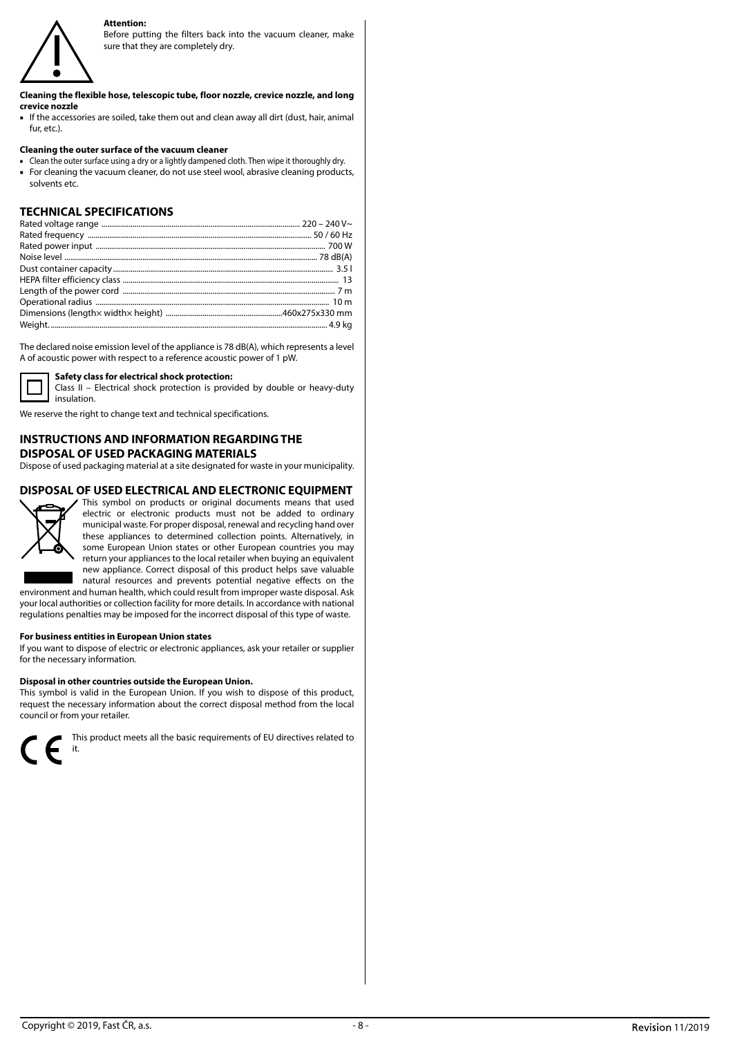**Attention:**
Before putting the filters back into the vacuum cleaner, make sure that they are completely dry.

**Cleaning the flexible hose, telescopic tube, floor nozzle, crevice nozzle, and long crevice nozzle**

- If the accessories are soiled, take them out and clean away all dirt (dust, hair, animal fur, etc.).

**Cleaning the outer surface of the vacuum cleaner**

- Clean the outer surface using a dry or a lightly dampened cloth. Then wipe it thoroughly dry.
- For cleaning the vacuum cleaner, do not use steel wool, abrasive cleaning products, solvents etc.

## TECHNICAL SPECIFICATIONS

| | |
|---|---|
| Rated voltage range | 220 – 240 V~ |
| Rated frequency | 50 / 60 Hz |
| Rated power input | 700 W |
| Noise level | 78 dB(A) |
| Dust container capacity | 3.5 l |
| HEPA filter efficiency class | 13 |
| Length of the power cord | 7 m |
| Operational radius | 10 m |
| Dimensions (length× width× height) | 460x275x330 mm |
| Weight | 4.9 kg |

The declared noise emission level of the appliance is 78 dB(A), which represents a level A of acoustic power with respect to a reference acoustic power of 1 pW.

**Safety class for electrical shock protection:**
Class II – Electrical shock protection is provided by double or heavy-duty insulation.

We reserve the right to change text and technical specifications.

## INSTRUCTIONS AND INFORMATION REGARDING THE DISPOSAL OF USED PACKAGING MATERIALS

Dispose of used packaging material at a site designated for waste in your municipality.

## DISPOSAL OF USED ELECTRICAL AND ELECTRONIC EQUIPMENT

This symbol on products or original documents means that used electric or electronic products must not be added to ordinary municipal waste. For proper disposal, renewal and recycling hand over these appliances to determined collection points. Alternatively, in some European Union states or other European countries you may return your appliances to the local retailer when buying an equivalent new appliance. Correct disposal of this product helps save valuable natural resources and prevents potential negative effects on the environment and human health, which could result from improper waste disposal. Ask your local authorities or collection facility for more details. In accordance with national regulations penalties may be imposed for the incorrect disposal of this type of waste.

**For business entities in European Union states**
If you want to dispose of electric or electronic appliances, ask your retailer or supplier for the necessary information.

**Disposal in other countries outside the European Union.**
This symbol is valid in the European Union. If you wish to dispose of this product, request the necessary information about the correct disposal method from the local council or from your retailer.

This product meets all the basic requirements of EU directives related to it.